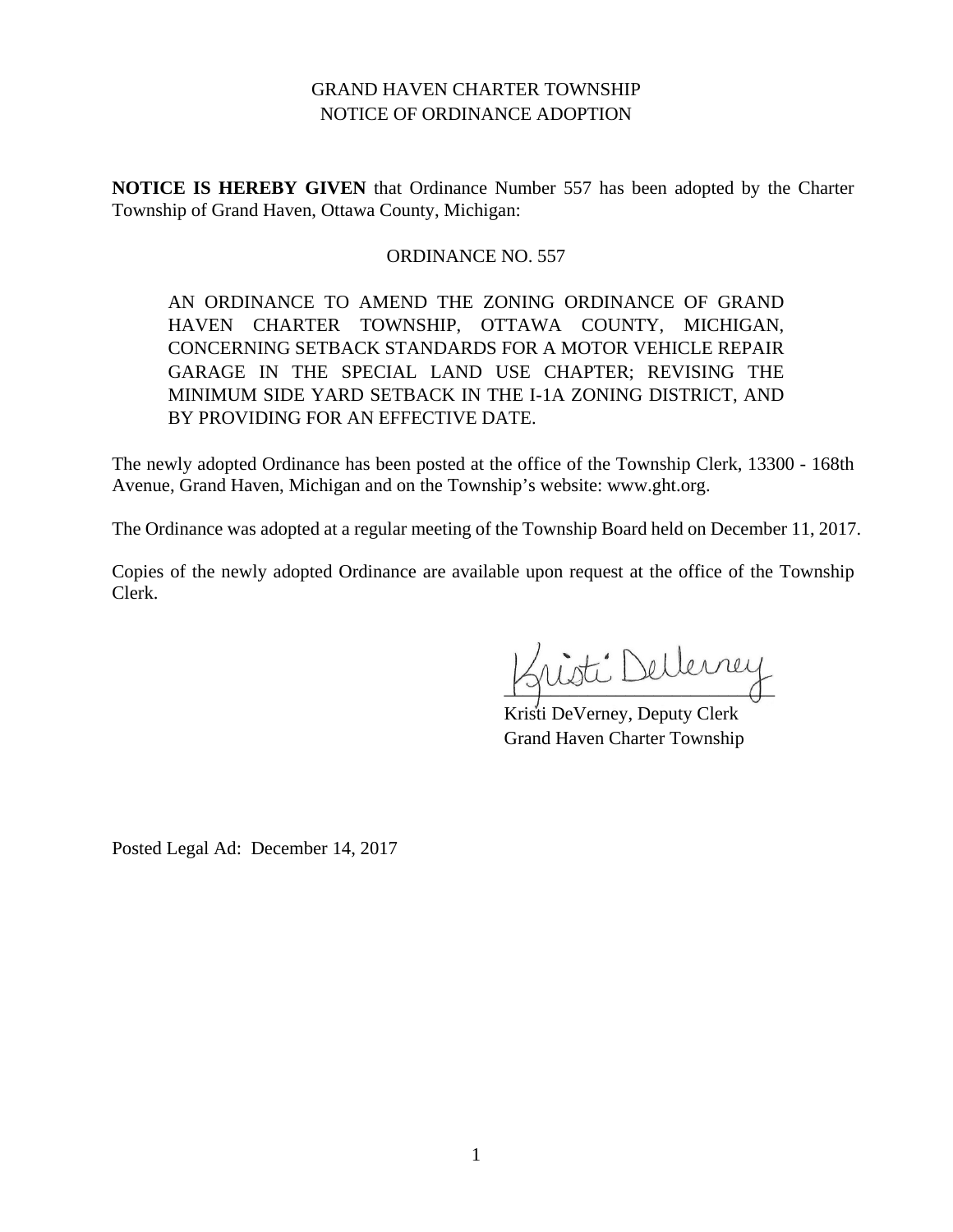GRAND HAVEN CHARTER TOWNSHIP
NOTICE OF ORDINANCE ADOPTION

**NOTICE IS HEREBY GIVEN** that Ordinance Number 557 has been adopted by the Charter Township of Grand Haven, Ottawa County, Michigan:

ORDINANCE NO. 557

AN ORDINANCE TO AMEND THE ZONING ORDINANCE OF GRAND HAVEN CHARTER TOWNSHIP, OTTAWA COUNTY, MICHIGAN, CONCERNING SETBACK STANDARDS FOR A MOTOR VEHICLE REPAIR GARAGE IN THE SPECIAL LAND USE CHAPTER; REVISING THE MINIMUM SIDE YARD SETBACK IN THE I-1A ZONING DISTRICT, AND BY PROVIDING FOR AN EFFECTIVE DATE.

The newly adopted Ordinance has been posted at the office of the Township Clerk, 13300 - 168th Avenue, Grand Haven, Michigan and on the Township's website: www.ght.org.

The Ordinance was adopted at a regular meeting of the Township Board held on December 11, 2017.

Copies of the newly adopted Ordinance are available upon request at the office of the Township Clerk.

Kristi DeVerney, Deputy Clerk
Grand Haven Charter Township

Posted Legal Ad: December 14, 2017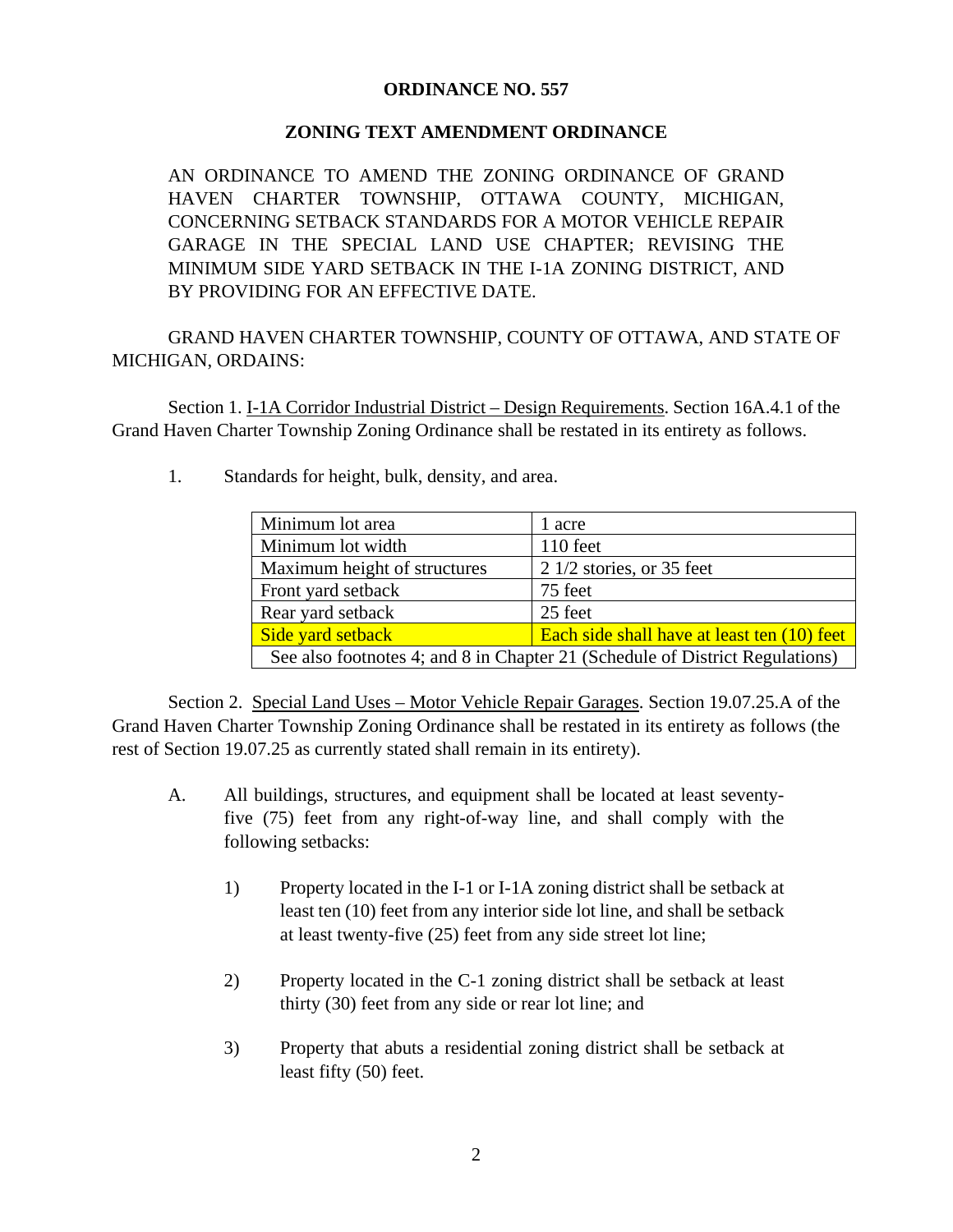**ORDINANCE NO. 557**

**ZONING TEXT AMENDMENT ORDINANCE**

AN ORDINANCE TO AMEND THE ZONING ORDINANCE OF GRAND HAVEN CHARTER TOWNSHIP, OTTAWA COUNTY, MICHIGAN, CONCERNING SETBACK STANDARDS FOR A MOTOR VEHICLE REPAIR GARAGE IN THE SPECIAL LAND USE CHAPTER; REVISING THE MINIMUM SIDE YARD SETBACK IN THE I-1A ZONING DISTRICT, AND BY PROVIDING FOR AN EFFECTIVE DATE.

GRAND HAVEN CHARTER TOWNSHIP, COUNTY OF OTTAWA, AND STATE OF MICHIGAN, ORDAINS:

Section 1. I-1A Corridor Industrial District – Design Requirements. Section 16A.4.1 of the Grand Haven Charter Township Zoning Ordinance shall be restated in its entirety as follows.

1. Standards for height, bulk, density, and area.

| Minimum lot area | 1 acre |
|---|---|
| Minimum lot width | 110 feet |
| Maximum height of structures | 2 1/2 stories, or 35 feet |
| Front yard setback | 75 feet |
| Rear yard setback | 25 feet |
| Side yard setback | Each side shall have at least ten (10) feet |
| See also footnotes 4; and 8 in Chapter 21 (Schedule of District Regulations) | |

Section 2. Special Land Uses – Motor Vehicle Repair Garages. Section 19.07.25.A of the Grand Haven Charter Township Zoning Ordinance shall be restated in its entirety as follows (the rest of Section 19.07.25 as currently stated shall remain in its entirety).

A. All buildings, structures, and equipment shall be located at least seventy-five (75) feet from any right-of-way line, and shall comply with the following setbacks:

   1) Property located in the I-1 or I-1A zoning district shall be setback at least ten (10) feet from any interior side lot line, and shall be setback at least twenty-five (25) feet from any side street lot line;

   2) Property located in the C-1 zoning district shall be setback at least thirty (30) feet from any side or rear lot line; and

   3) Property that abuts a residential zoning district shall be setback at least fifty (50) feet.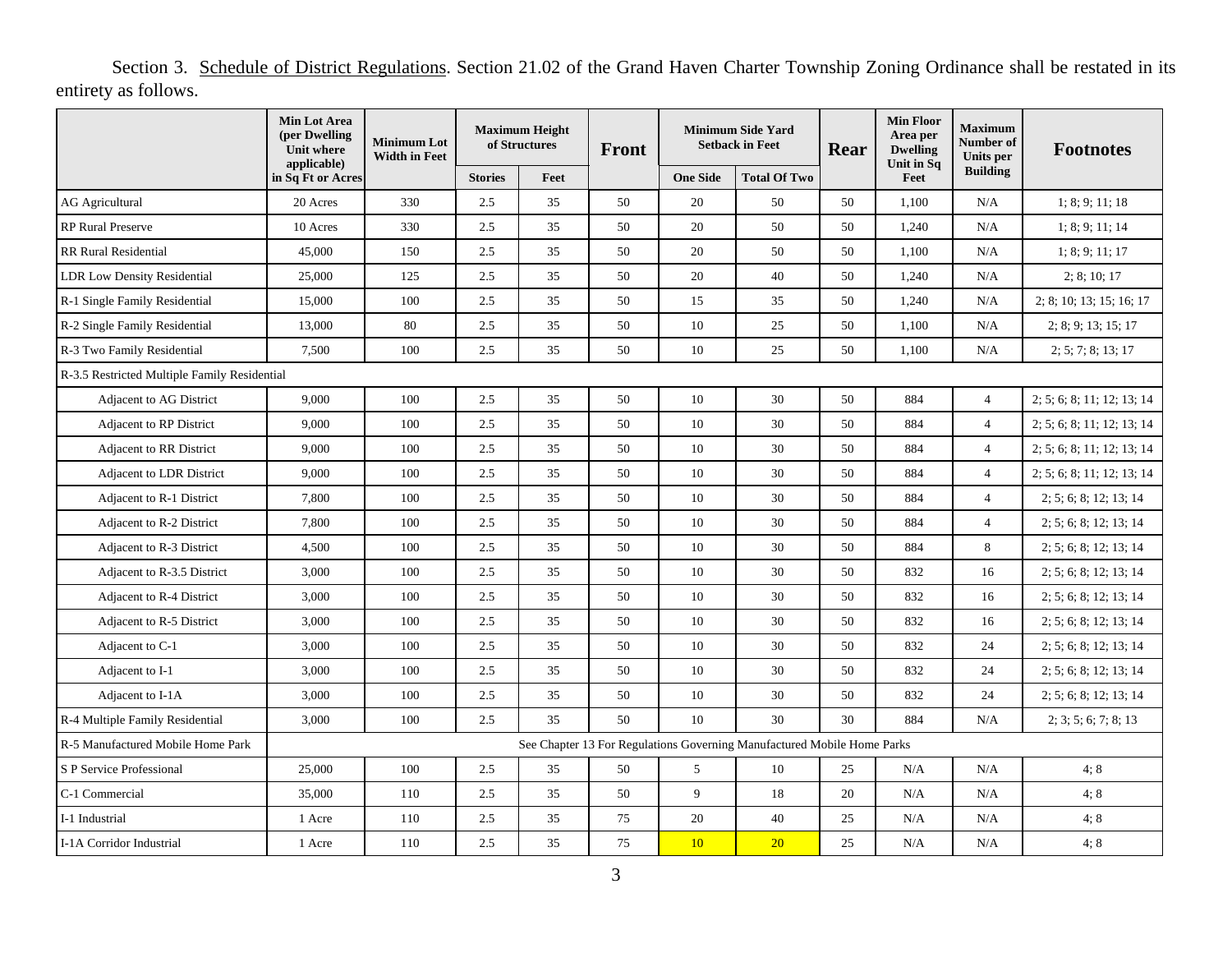Section 3. Schedule of District Regulations. Section 21.02 of the Grand Haven Charter Township Zoning Ordinance shall be restated in its entirety as follows.

| | Min Lot Area (per Dwelling Unit where applicable) in Sq Ft or Acres | Minimum Lot Width in Feet | Maximum Height of Structures | | Front | Minimum Side Yard Setback in Feet | | Rear | Min Floor Area per Dwelling Unit in Sq Feet | Maximum Number of Units per Building | Footnotes |
|---|---|---|---|---|---|---|---|---|---|---|---|
| | | | Stories | Feet | | One Side | Total Of Two | | | | |
| AG Agricultural | 20 Acres | 330 | 2.5 | 35 | 50 | 20 | 50 | 50 | 1,100 | N/A | 1; 8; 9; 11; 18 |
| RP Rural Preserve | 10 Acres | 330 | 2.5 | 35 | 50 | 20 | 50 | 50 | 1,240 | N/A | 1; 8; 9; 11; 14 |
| RR Rural Residential | 45,000 | 150 | 2.5 | 35 | 50 | 20 | 50 | 50 | 1,100 | N/A | 1; 8; 9; 11; 17 |
| LDR Low Density Residential | 25,000 | 125 | 2.5 | 35 | 50 | 20 | 40 | 50 | 1,240 | N/A | 2; 8; 10; 17 |
| R-1 Single Family Residential | 15,000 | 100 | 2.5 | 35 | 50 | 15 | 35 | 50 | 1,240 | N/A | 2; 8; 10; 13; 15; 16; 17 |
| R-2 Single Family Residential | 13,000 | 80 | 2.5 | 35 | 50 | 10 | 25 | 50 | 1,100 | N/A | 2; 8; 9; 13; 15; 17 |
| R-3 Two Family Residential | 7,500 | 100 | 2.5 | 35 | 50 | 10 | 25 | 50 | 1,100 | N/A | 2; 5; 7; 8; 13; 17 |
| R-3.5 Restricted Multiple Family Residential | | | | | | | | | | | |
| Adjacent to AG District | 9,000 | 100 | 2.5 | 35 | 50 | 10 | 30 | 50 | 884 | 4 | 2; 5; 6; 8; 11; 12; 13; 14 |
| Adjacent to RP District | 9,000 | 100 | 2.5 | 35 | 50 | 10 | 30 | 50 | 884 | 4 | 2; 5; 6; 8; 11; 12; 13; 14 |
| Adjacent to RR District | 9,000 | 100 | 2.5 | 35 | 50 | 10 | 30 | 50 | 884 | 4 | 2; 5; 6; 8; 11; 12; 13; 14 |
| Adjacent to LDR District | 9,000 | 100 | 2.5 | 35 | 50 | 10 | 30 | 50 | 884 | 4 | 2; 5; 6; 8; 11; 12; 13; 14 |
| Adjacent to R-1 District | 7,800 | 100 | 2.5 | 35 | 50 | 10 | 30 | 50 | 884 | 4 | 2; 5; 6; 8; 12; 13; 14 |
| Adjacent to R-2 District | 7,800 | 100 | 2.5 | 35 | 50 | 10 | 30 | 50 | 884 | 4 | 2; 5; 6; 8; 12; 13; 14 |
| Adjacent to R-3 District | 4,500 | 100 | 2.5 | 35 | 50 | 10 | 30 | 50 | 884 | 8 | 2; 5; 6; 8; 12; 13; 14 |
| Adjacent to R-3.5 District | 3,000 | 100 | 2.5 | 35 | 50 | 10 | 30 | 50 | 832 | 16 | 2; 5; 6; 8; 12; 13; 14 |
| Adjacent to R-4 District | 3,000 | 100 | 2.5 | 35 | 50 | 10 | 30 | 50 | 832 | 16 | 2; 5; 6; 8; 12; 13; 14 |
| Adjacent to R-5 District | 3,000 | 100 | 2.5 | 35 | 50 | 10 | 30 | 50 | 832 | 16 | 2; 5; 6; 8; 12; 13; 14 |
| Adjacent to C-1 | 3,000 | 100 | 2.5 | 35 | 50 | 10 | 30 | 50 | 832 | 24 | 2; 5; 6; 8; 12; 13; 14 |
| Adjacent to I-1 | 3,000 | 100 | 2.5 | 35 | 50 | 10 | 30 | 50 | 832 | 24 | 2; 5; 6; 8; 12; 13; 14 |
| Adjacent to I-1A | 3,000 | 100 | 2.5 | 35 | 50 | 10 | 30 | 50 | 832 | 24 | 2; 5; 6; 8; 12; 13; 14 |
| R-4 Multiple Family Residential | 3,000 | 100 | 2.5 | 35 | 50 | 10 | 30 | 30 | 884 | N/A | 2; 3; 5; 6; 7; 8; 13 |
| R-5 Manufactured Mobile Home Park | See Chapter 13 For Regulations Governing Manufactured Mobile Home Parks | | | | | | | | | | |
| S P Service Professional | 25,000 | 100 | 2.5 | 35 | 50 | 5 | 10 | 25 | N/A | N/A | 4; 8 |
| C-1 Commercial | 35,000 | 110 | 2.5 | 35 | 50 | 9 | 18 | 20 | N/A | N/A | 4; 8 |
| I-1 Industrial | 1 Acre | 110 | 2.5 | 35 | 75 | 20 | 40 | 25 | N/A | N/A | 4; 8 |
| I-1A Corridor Industrial | 1 Acre | 110 | 2.5 | 35 | 75 | 10 | 20 | 25 | N/A | N/A | 4; 8 |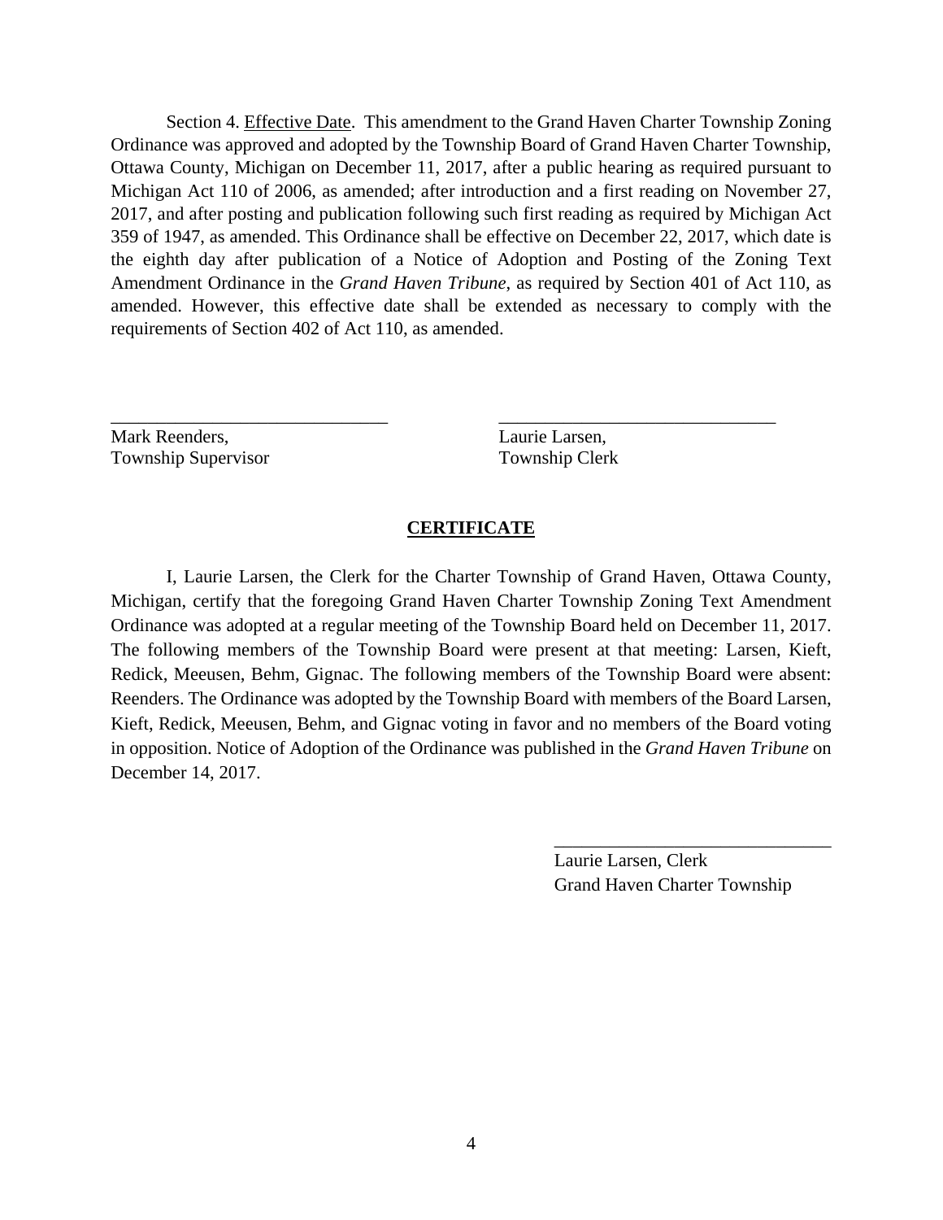Section 4. Effective Date. This amendment to the Grand Haven Charter Township Zoning Ordinance was approved and adopted by the Township Board of Grand Haven Charter Township, Ottawa County, Michigan on December 11, 2017, after a public hearing as required pursuant to Michigan Act 110 of 2006, as amended; after introduction and a first reading on November 27, 2017, and after posting and publication following such first reading as required by Michigan Act 359 of 1947, as amended. This Ordinance shall be effective on December 22, 2017, which date is the eighth day after publication of a Notice of Adoption and Posting of the Zoning Text Amendment Ordinance in the *Grand Haven Tribune*, as required by Section 401 of Act 110, as amended. However, this effective date shall be extended as necessary to comply with the requirements of Section 402 of Act 110, as amended.

______________________________
Mark Reenders,
Township Supervisor

______________________________
Laurie Larsen,
Township Clerk

**CERTIFICATE**

I, Laurie Larsen, the Clerk for the Charter Township of Grand Haven, Ottawa County, Michigan, certify that the foregoing Grand Haven Charter Township Zoning Text Amendment Ordinance was adopted at a regular meeting of the Township Board held on December 11, 2017. The following members of the Township Board were present at that meeting: Larsen, Kieft, Redick, Meeusen, Behm, Gignac. The following members of the Township Board were absent: Reenders. The Ordinance was adopted by the Township Board with members of the Board Larsen, Kieft, Redick, Meeusen, Behm, and Gignac voting in favor and no members of the Board voting in opposition. Notice of Adoption of the Ordinance was published in the *Grand Haven Tribune* on December 14, 2017.

______________________________
Laurie Larsen, Clerk
Grand Haven Charter Township